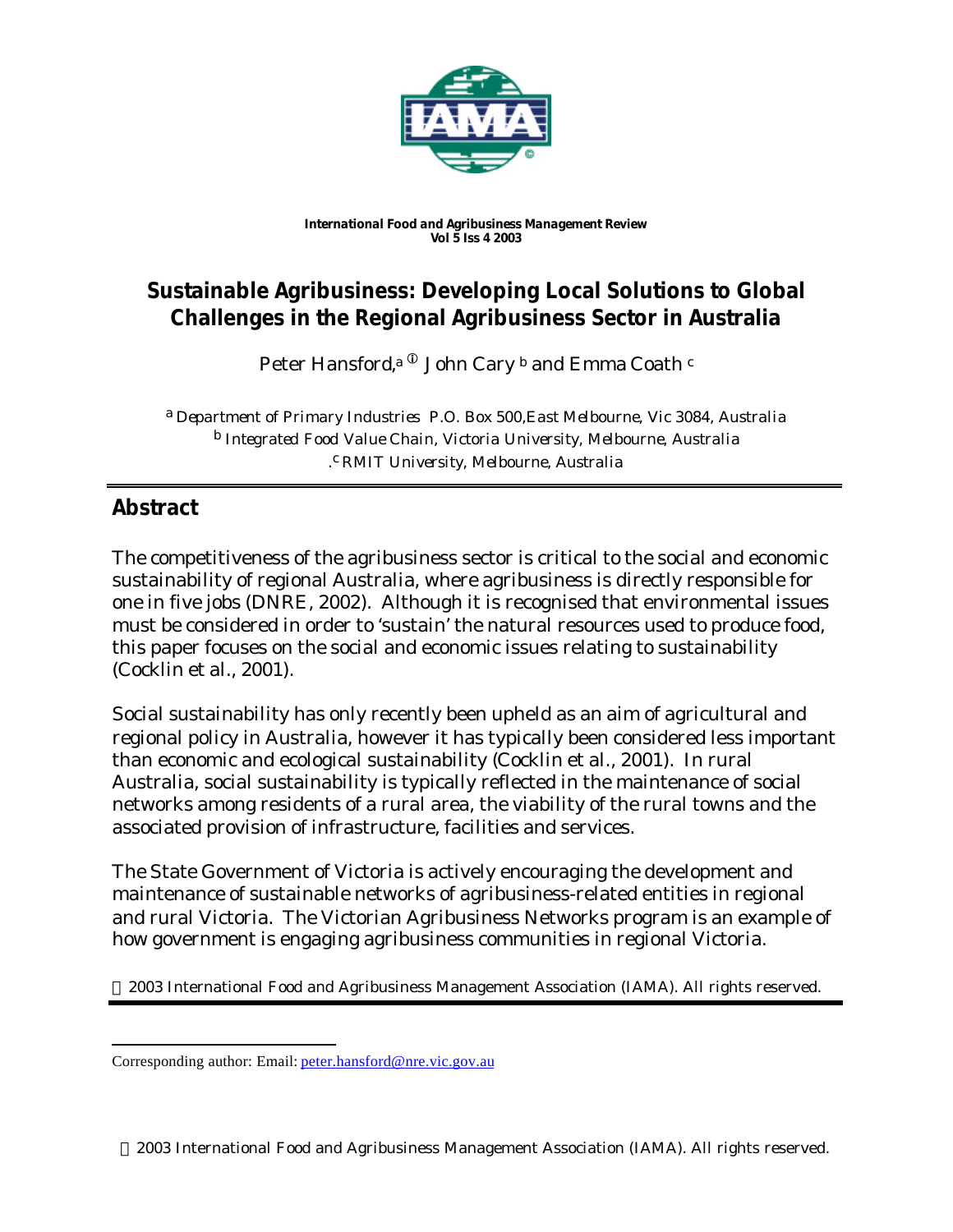*International Food and Agribusiness Management Review*
**Vol 5 Iss 4 2003**

# Sustainable Agribusiness: Developing Local Solutions to Global Challenges in the Regional Agribusiness Sector in Australia

Peter Hansford,[a] [①] John Cary [b] and Emma Coath [c]

[a] Department of Primary Industries P.O. Box 500,East Melbourne, Vic 3084, Australia
[b] Integrated Food Value Chain, Victoria University, Melbourne, Australia
[c] RMIT University, Melbourne, Australia

## Abstract

The competitiveness of the agribusiness sector is critical to the social and economic sustainability of regional Australia, where agribusiness is directly responsible for one in five jobs (DNRE, 2002). Although it is recognised that environmental issues must be considered in order to 'sustain' the natural resources used to produce food, this paper focuses on the social and economic issues relating to sustainability (Cocklin et al., 2001).

Social sustainability has only recently been upheld as an aim of agricultural and regional policy in Australia, however it has typically been considered less important than economic and ecological sustainability (Cocklin et al., 2001). In rural Australia, social sustainability is typically reflected in the maintenance of social networks among residents of a rural area, the viability of the rural towns and the associated provision of infrastructure, facilities and services.

The State Government of Victoria is actively encouraging the development and maintenance of sustainable networks of agribusiness-related entities in regional and rural Victoria. The Victorian Agribusiness Networks program is an example of how government is engaging agribusiness communities in regional Victoria.

© 2003 International Food and Agribusiness Management Association (IAMA). All rights reserved.

---

[①] Corresponding author: Email: peter.hansford@nre.vic.gov.au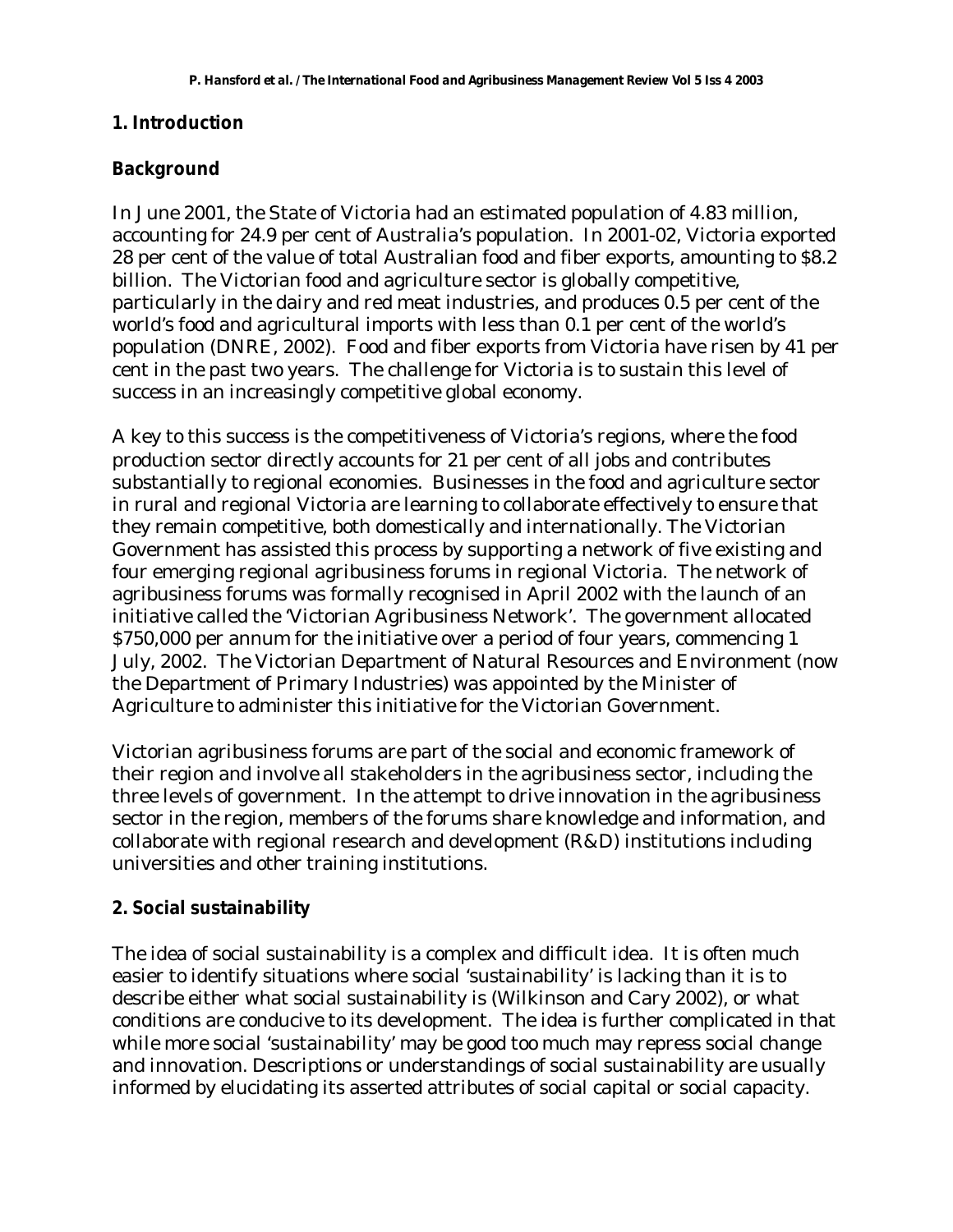## 1. Introduction

### Background

In June 2001, the State of Victoria had an estimated population of 4.83 million, accounting for 24.9 per cent of Australia's population. In 2001-02, Victoria exported 28 per cent of the value of total Australian food and fiber exports, amounting to $8.2 billion. The Victorian food and agriculture sector is globally competitive, particularly in the dairy and red meat industries, and produces 0.5 per cent of the world's food and agricultural imports with less than 0.1 per cent of the world's population (DNRE, 2002). Food and fiber exports from Victoria have risen by 41 per cent in the past two years. The challenge for Victoria is to sustain this level of success in an increasingly competitive global economy.

A key to this success is the competitiveness of Victoria's regions, where the food production sector directly accounts for 21 per cent of all jobs and contributes substantially to regional economies. Businesses in the food and agriculture sector in rural and regional Victoria are learning to collaborate effectively to ensure that they remain competitive, both domestically and internationally. The Victorian Government has assisted this process by supporting a network of five existing and four emerging regional agribusiness forums in regional Victoria. The network of agribusiness forums was formally recognised in April 2002 with the launch of an initiative called the 'Victorian Agribusiness Network'. The government allocated $750,000 per annum for the initiative over a period of four years, commencing 1 July, 2002. The Victorian Department of Natural Resources and Environment (now the Department of Primary Industries) was appointed by the Minister of Agriculture to administer this initiative for the Victorian Government.

Victorian agribusiness forums are part of the social and economic framework of their region and involve all stakeholders in the agribusiness sector, including the three levels of government. In the attempt to drive innovation in the agribusiness sector in the region, members of the forums share knowledge and information, and collaborate with regional research and development (R&D) institutions including universities and other training institutions.

## 2. Social sustainability

The idea of social sustainability is a complex and difficult idea. It is often much easier to identify situations where social 'sustainability' is lacking than it is to describe either what social sustainability is (Wilkinson and Cary 2002), or what conditions are conducive to its development. The idea is further complicated in that while more social 'sustainability' may be good too much may repress social change and innovation. Descriptions or understandings of social sustainability are usually informed by elucidating its asserted attributes of social capital or social capacity.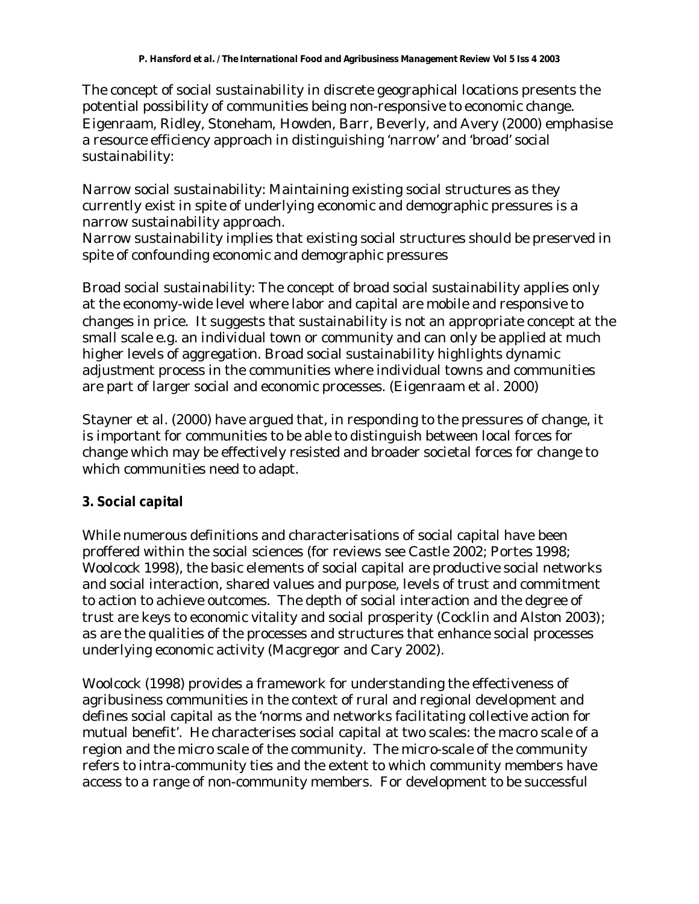The concept of social sustainability in discrete geographical locations presents the potential possibility of communities being non-responsive to economic change. Eigenraam, Ridley, Stoneham, Howden, Barr, Beverly, and Avery (2000) emphasise a resource efficiency approach in distinguishing 'narrow' and 'broad' social sustainability:

Narrow social sustainability: Maintaining existing social structures as they currently exist in spite of underlying economic and demographic pressures is a narrow sustainability approach.
Narrow sustainability implies that existing social structures should be preserved in spite of confounding economic and demographic pressures

Broad social sustainability: The concept of broad social sustainability applies only at the economy-wide level where labor and capital are mobile and responsive to changes in price. It suggests that sustainability is not an appropriate concept at the small scale e.g. an individual town or community and can only be applied at much higher levels of aggregation. Broad social sustainability highlights dynamic adjustment process in the communities where individual towns and communities are part of larger social and economic processes. (Eigenraam et al. 2000)

Stayner et al. (2000) have argued that, in responding to the pressures of change, it is important for communities to be able to distinguish between local forces for change which may be effectively resisted and broader societal forces for change to which communities need to adapt.

## 3. Social capital

While numerous definitions and characterisations of social capital have been proffered within the social sciences (for reviews see Castle 2002; Portes 1998; Woolcock 1998), the basic elements of social capital are productive social networks and social interaction, shared values and purpose, levels of trust and commitment to action to achieve outcomes. The depth of social interaction and the degree of trust are keys to economic vitality and social prosperity (Cocklin and Alston 2003); as are the qualities of the processes and structures that enhance social processes underlying economic activity (Macgregor and Cary 2002).

Woolcock (1998) provides a framework for understanding the effectiveness of agribusiness communities in the context of rural and regional development and defines social capital as the 'norms and networks facilitating collective action for mutual benefit'. He characterises social capital at two scales: the macro scale of a region and the micro scale of the community. The micro-scale of the community refers to intra-community ties and the extent to which community members have access to a range of non-community members. For development to be successful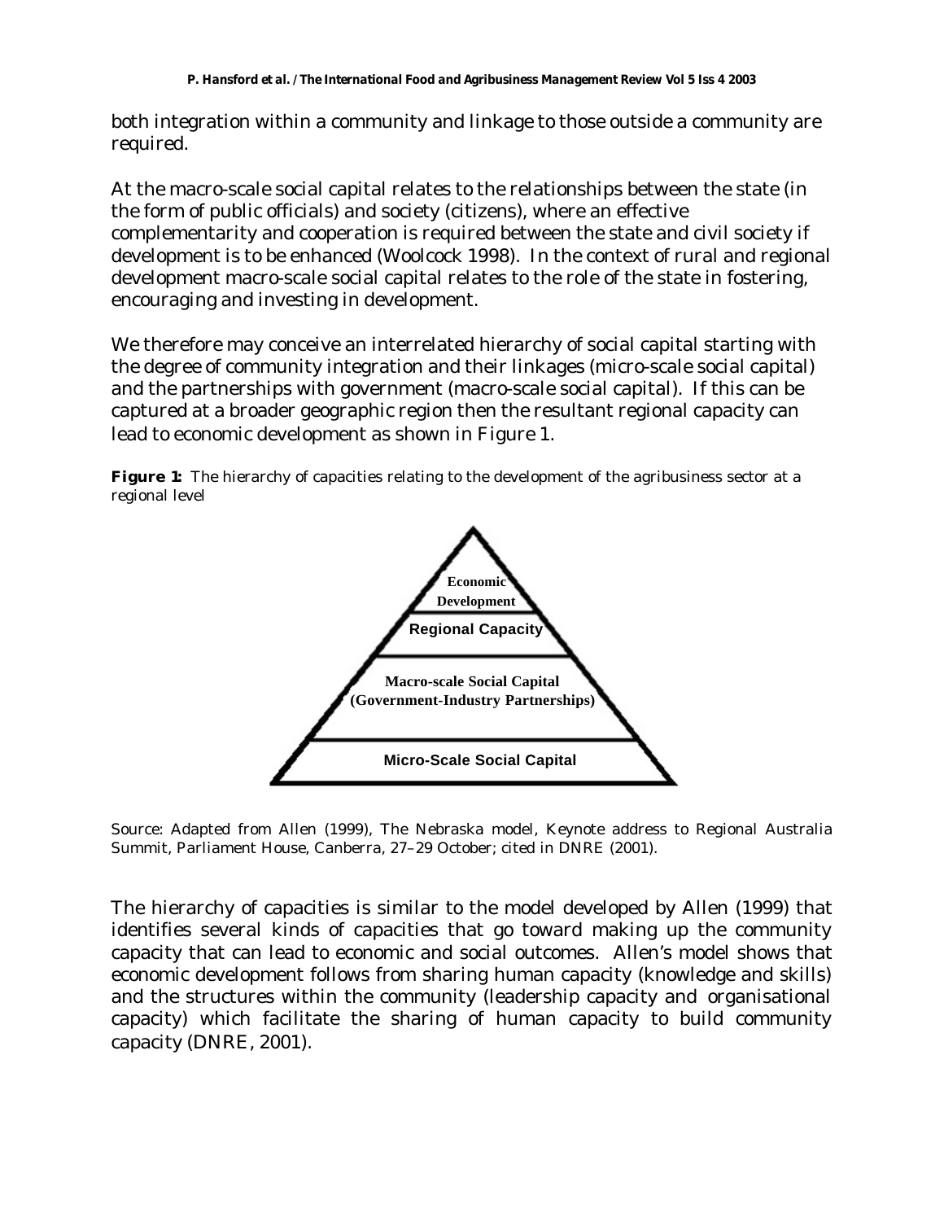both integration within a community and linkage to those outside a community are required.

At the macro-scale social capital relates to the relationships between the state (in the form of public officials) and society (citizens), where an effective complementarity and cooperation is required between the state and civil society if development is to be enhanced (Woolcock 1998). In the context of rural and regional development macro-scale social capital relates to the role of the state in fostering, encouraging and investing in development.

We therefore may conceive an interrelated hierarchy of social capital starting with the degree of community integration and their linkages (micro-scale social capital) and the partnerships with government (macro-scale social capital). If this can be captured at a broader geographic region then the resultant regional capacity can lead to economic development as shown in Figure 1.

**Figure 1:** The hierarchy of capacities relating to the development of the agribusiness sector at a regional level

Economic Development

Regional Capacity

Macro-scale Social Capital (Government-Industry Partnerships)

Micro-Scale Social Capital

Source: Adapted from Allen (1999), The Nebraska model, Keynote address to Regional Australia Summit, Parliament House, Canberra, 27–29 October; cited in DNRE (2001).

The hierarchy of capacities is similar to the model developed by Allen (1999) that identifies several kinds of capacities that go toward making up the community capacity that can lead to economic and social outcomes. Allen's model shows that economic development follows from sharing human capacity (knowledge and skills) and the structures within the community (leadership capacity and organisational capacity) which facilitate the sharing of human capacity to build community capacity (DNRE, 2001).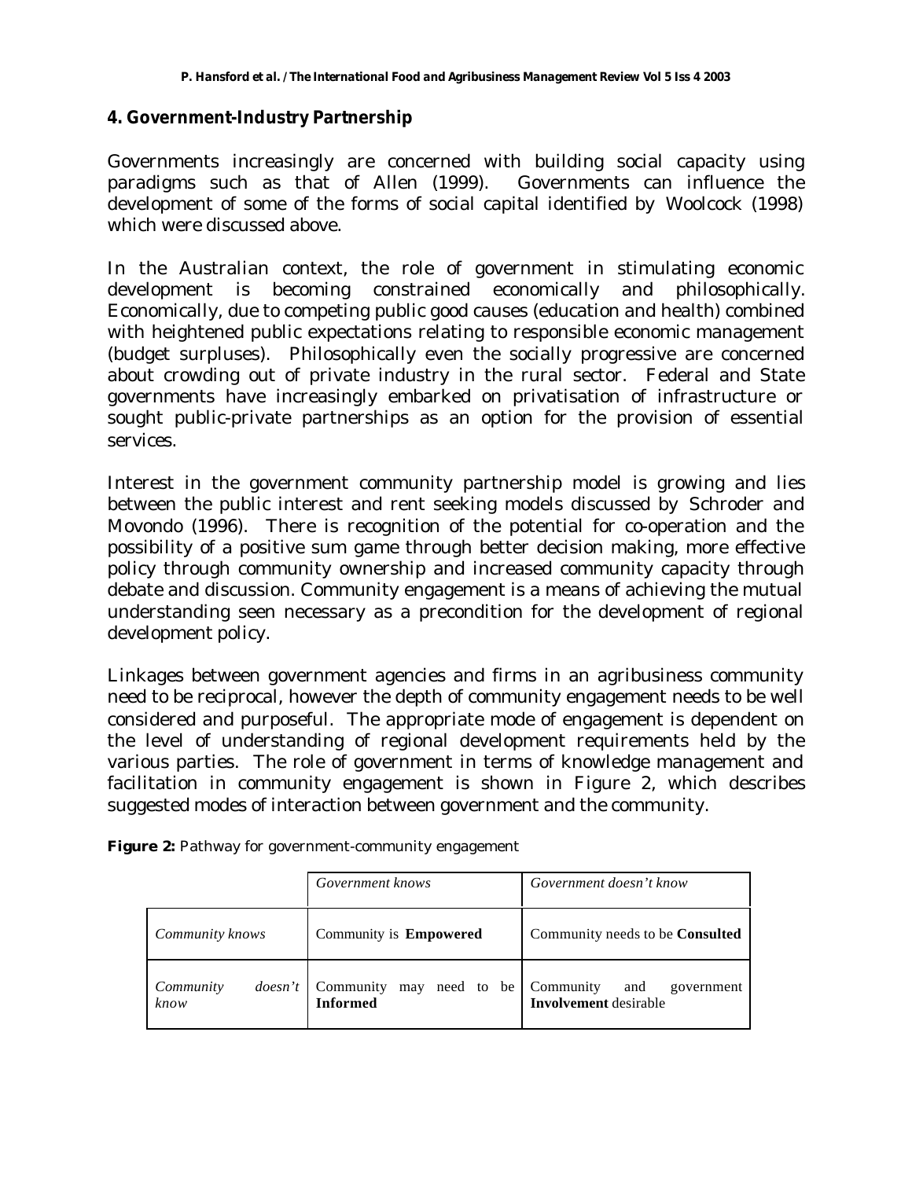## 4. Government-Industry Partnership

Governments increasingly are concerned with building social capacity using paradigms such as that of Allen (1999). Governments can influence the development of some of the forms of social capital identified by Woolcock (1998) which were discussed above.

In the Australian context, the role of government in stimulating economic development is becoming constrained economically and philosophically. Economically, due to competing public good causes (education and health) combined with heightened public expectations relating to responsible economic management (budget surpluses). Philosophically even the socially progressive are concerned about crowding out of private industry in the rural sector. Federal and State governments have increasingly embarked on privatisation of infrastructure or sought public-private partnerships as an option for the provision of essential services.

Interest in the government community partnership model is growing and lies between the public interest and rent seeking models discussed by Schroder and Movondo (1996). There is recognition of the potential for co-operation and the possibility of a positive sum game through better decision making, more effective policy through community ownership and increased community capacity through debate and discussion. Community engagement is a means of achieving the mutual understanding seen necessary as a precondition for the development of regional development policy.

Linkages between government agencies and firms in an agribusiness community need to be reciprocal, however the depth of community engagement needs to be well considered and purposeful. The appropriate mode of engagement is dependent on the level of understanding of regional development requirements held by the various parties. The role of government in terms of knowledge management and facilitation in community engagement is shown in Figure 2, which describes suggested modes of interaction between government and the community.

**Figure 2:** Pathway for government-community engagement

| | *Government knows* | *Government doesn't know* |
|---|---|---|
| *Community knows* | Community is **Empowered** | Community needs to be **Consulted** |
| *Community doesn't know* | Community may need to be **Informed** | Community and government **Involvement** desirable |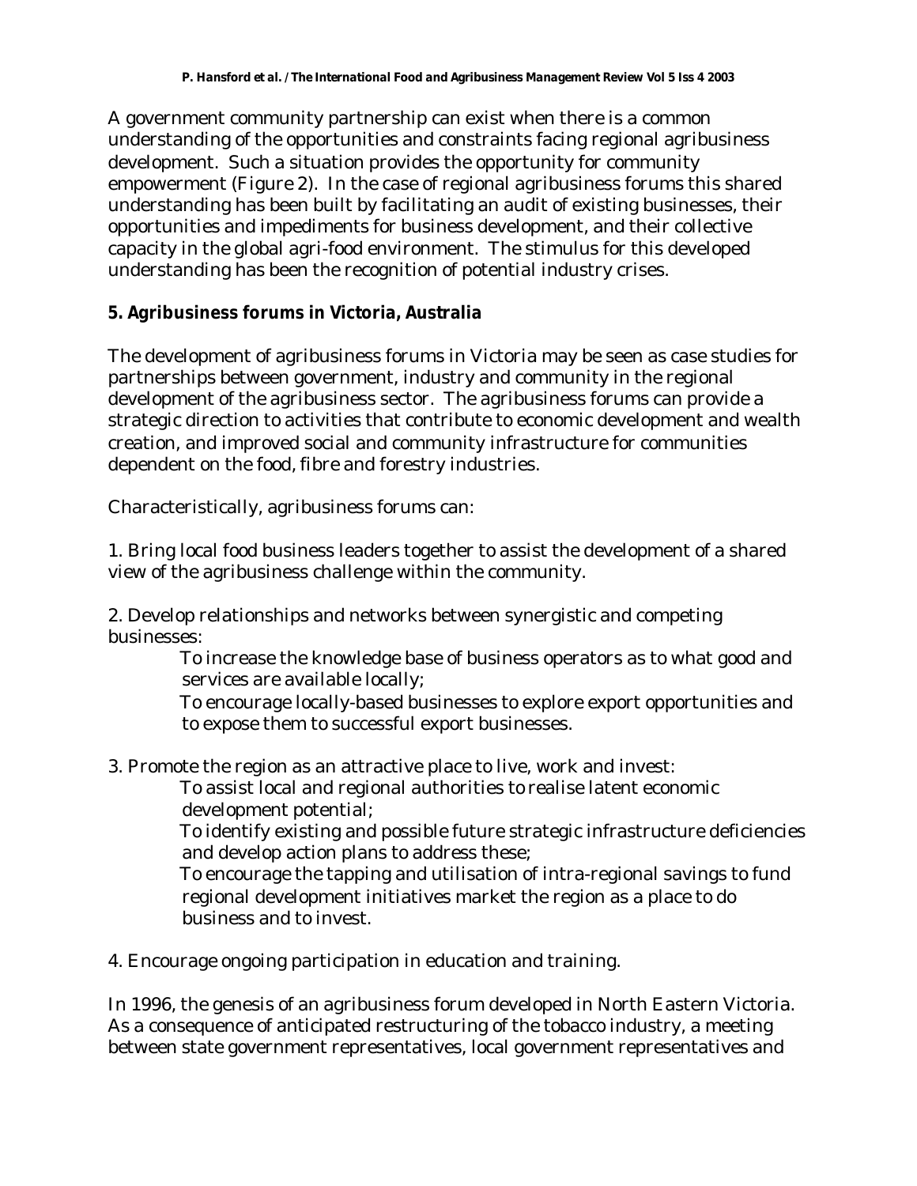A government community partnership can exist when there is a common understanding of the opportunities and constraints facing regional agribusiness development. Such a situation provides the opportunity for community empowerment (Figure 2). In the case of regional agribusiness forums this shared understanding has been built by facilitating an audit of existing businesses, their opportunities and impediments for business development, and their collective capacity in the global agri-food environment. The stimulus for this developed understanding has been the recognition of potential industry crises.

## 5. Agribusiness forums in Victoria, Australia

The development of agribusiness forums in Victoria may be seen as case studies for partnerships between government, industry and community in the regional development of the agribusiness sector. The agribusiness forums can provide a strategic direction to activities that contribute to economic development and wealth creation, and improved social and community infrastructure for communities dependent on the food, fibre and forestry industries.

Characteristically, agribusiness forums can:

1. Bring local food business leaders together to assist the development of a shared view of the agribusiness challenge within the community.

2. Develop relationships and networks between synergistic and competing businesses:
   - To increase the knowledge base of business operators as to what good and services are available locally;
   - To encourage locally-based businesses to explore export opportunities and to expose them to successful export businesses.

3. Promote the region as an attractive place to live, work and invest:
   - To assist local and regional authorities to realise latent economic development potential;
   - To identify existing and possible future strategic infrastructure deficiencies and develop action plans to address these;
   - To encourage the tapping and utilisation of intra-regional savings to fund regional development initiatives market the region as a place to do business and to invest.

4. Encourage ongoing participation in education and training.

In 1996, the genesis of an agribusiness forum developed in North Eastern Victoria. As a consequence of anticipated restructuring of the tobacco industry, a meeting between state government representatives, local government representatives and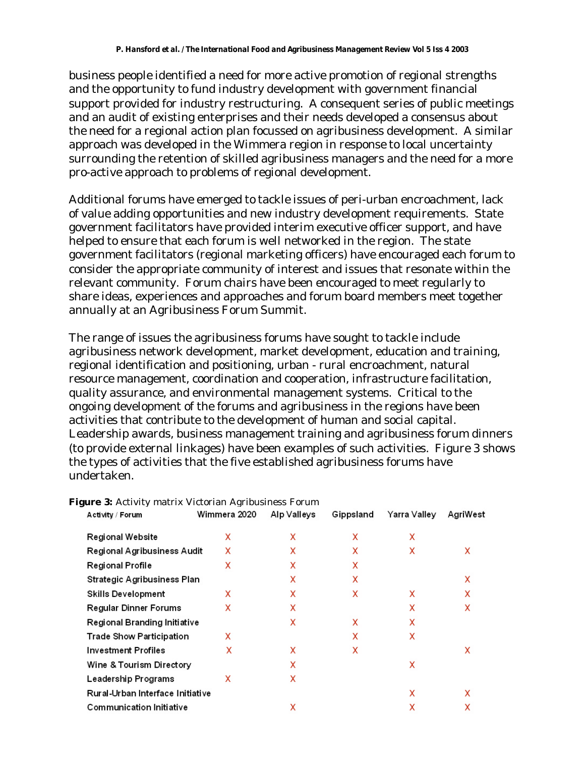business people identified a need for more active promotion of regional strengths and the opportunity to fund industry development with government financial support provided for industry restructuring. A consequent series of public meetings and an audit of existing enterprises and their needs developed a consensus about the need for a regional action plan focussed on agribusiness development. A similar approach was developed in the Wimmera region in response to local uncertainty surrounding the retention of skilled agribusiness managers and the need for a more pro-active approach to problems of regional development.

Additional forums have emerged to tackle issues of peri-urban encroachment, lack of value adding opportunities and new industry development requirements. State government facilitators have provided interim executive officer support, and have helped to ensure that each forum is well networked in the region. The state government facilitators (regional marketing officers) have encouraged each forum to consider the appropriate community of interest and issues that resonate within the relevant community. Forum chairs have been encouraged to meet regularly to share ideas, experiences and approaches and forum board members meet together annually at an Agribusiness Forum Summit.

The range of issues the agribusiness forums have sought to tackle include agribusiness network development, market development, education and training, regional identification and positioning, urban - rural encroachment, natural resource management, coordination and cooperation, infrastructure facilitation, quality assurance, and environmental management systems. Critical to the ongoing development of the forums and agribusiness in the regions have been activities that contribute to the development of human and social capital. Leadership awards, business management training and agribusiness forum dinners (to provide external linkages) have been examples of such activities. Figure 3 shows the types of activities that the five established agribusiness forums have undertaken.

**Figure 3:** Activity matrix Victorian Agribusiness Forum

| Activity / Forum | Wimmera 2020 | Alp Valleys | Gippsland | Yarra Valley | AgriWest |
|---|---|---|---|---|---|
| Regional Website | X | X | X | X | |
| Regional Agribusiness Audit | X | X | X | X | X |
| Regional Profile | X | X | X | | |
| Strategic Agribusiness Plan | | X | X | | X |
| Skills Development | X | X | X | X | X |
| Regular Dinner Forums | X | X | | X | X |
| Regional Branding Initiative | | X | X | X | |
| Trade Show Participation | X | | X | X | |
| Investment Profiles | X | X | X | | X |
| Wine & Tourism Directory | | X | | X | |
| Leadership Programs | X | X | | | |
| Rural-Urban Interface Initiative | | | | X | X |
| Communication Initiative | | X | | X | X |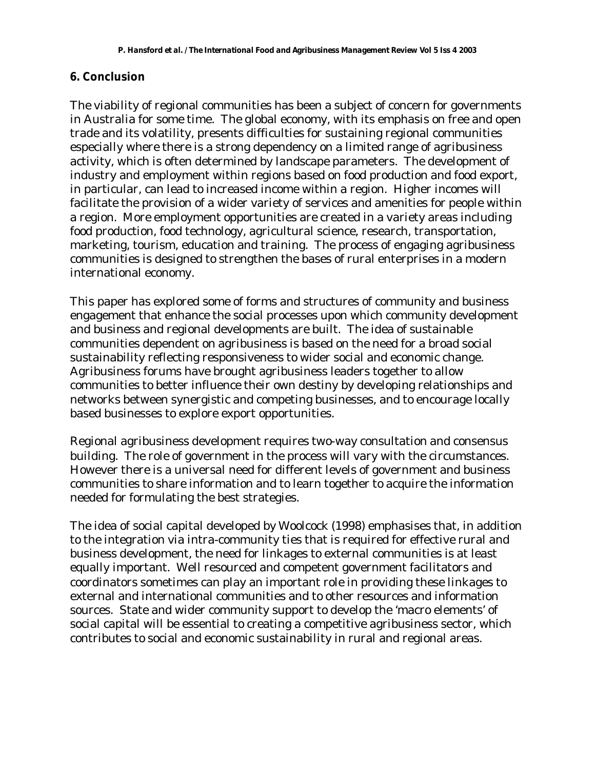## 6. Conclusion

The viability of regional communities has been a subject of concern for governments in Australia for some time. The global economy, with its emphasis on free and open trade and its volatility, presents difficulties for sustaining regional communities especially where there is a strong dependency on a limited range of agribusiness activity, which is often determined by landscape parameters. The development of industry and employment within regions based on food production and food export, in particular, can lead to increased income within a region. Higher incomes will facilitate the provision of a wider variety of services and amenities for people within a region. More employment opportunities are created in a variety areas including food production, food technology, agricultural science, research, transportation, marketing, tourism, education and training. The process of engaging agribusiness communities is designed to strengthen the bases of rural enterprises in a modern international economy.

This paper has explored some of forms and structures of community and business engagement that enhance the social processes upon which community development and business and regional developments are built. The idea of sustainable communities dependent on agribusiness is based on the need for a broad social sustainability reflecting responsiveness to wider social and economic change. Agribusiness forums have brought agribusiness leaders together to allow communities to better influence their own destiny by developing relationships and networks between synergistic and competing businesses, and to encourage locally based businesses to explore export opportunities.

Regional agribusiness development requires two-way consultation and consensus building. The role of government in the process will vary with the circumstances. However there is a universal need for different levels of government and business communities to share information and to learn together to acquire the information needed for formulating the best strategies.

The idea of social capital developed by Woolcock (1998) emphasises that, in addition to the integration via intra-community ties that is required for effective rural and business development, the need for linkages to external communities is at least equally important. Well resourced and competent government facilitators and coordinators sometimes can play an important role in providing these linkages to external and international communities and to other resources and information sources. State and wider community support to develop the 'macro elements' of social capital will be essential to creating a competitive agribusiness sector, which contributes to social and economic sustainability in rural and regional areas.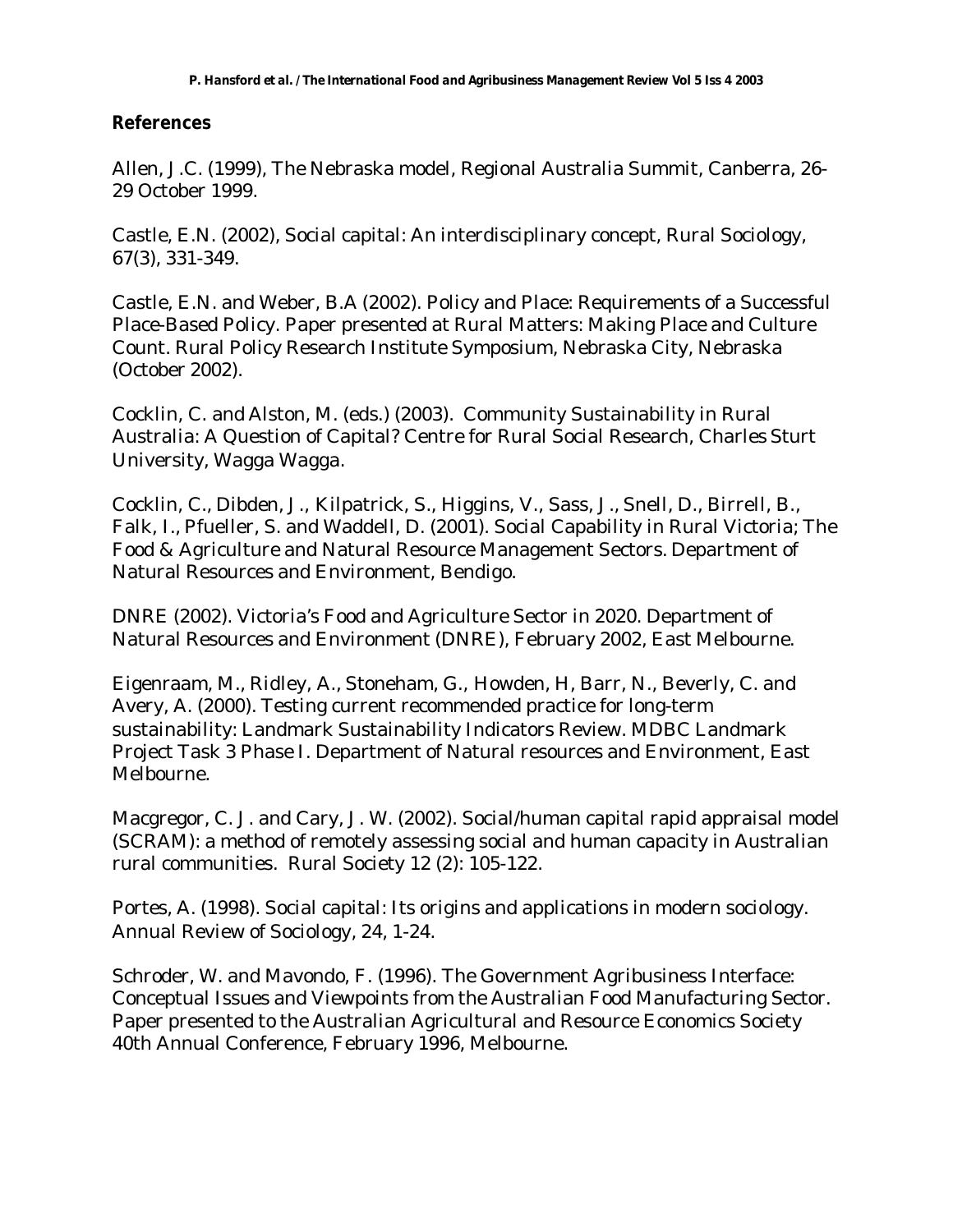## References

Allen, J.C. (1999), The Nebraska model, Regional Australia Summit, Canberra, 26-29 October 1999.

Castle, E.N. (2002), Social capital: An interdisciplinary concept, Rural Sociology, 67(3), 331-349.

Castle, E.N. and Weber, B.A (2002). Policy and Place: Requirements of a Successful Place-Based Policy. Paper presented at Rural Matters: Making Place and Culture Count. Rural Policy Research Institute Symposium, Nebraska City, Nebraska (October 2002).

Cocklin, C. and Alston, M. (eds.) (2003). Community Sustainability in Rural Australia: A Question of Capital? Centre for Rural Social Research, Charles Sturt University, Wagga Wagga.

Cocklin, C., Dibden, J., Kilpatrick, S., Higgins, V., Sass, J., Snell, D., Birrell, B., Falk, I., Pfueller, S. and Waddell, D. (2001). Social Capability in Rural Victoria; The Food & Agriculture and Natural Resource Management Sectors. Department of Natural Resources and Environment, Bendigo.

DNRE (2002). Victoria's Food and Agriculture Sector in 2020. Department of Natural Resources and Environment (DNRE), February 2002, East Melbourne.

Eigenraam, M., Ridley, A., Stoneham, G., Howden, H, Barr, N., Beverly, C. and Avery, A. (2000). Testing current recommended practice for long-term sustainability: Landmark Sustainability Indicators Review. MDBC Landmark Project Task 3 Phase I. Department of Natural resources and Environment, East Melbourne.

Macgregor, C. J. and Cary, J. W. (2002). Social/human capital rapid appraisal model (SCRAM): a method of remotely assessing social and human capacity in Australian rural communities. Rural Society 12 (2): 105-122.

Portes, A. (1998). Social capital: Its origins and applications in modern sociology. Annual Review of Sociology, 24, 1-24.

Schroder, W. and Mavondo, F. (1996). The Government Agribusiness Interface: Conceptual Issues and Viewpoints from the Australian Food Manufacturing Sector. Paper presented to the Australian Agricultural and Resource Economics Society 40th Annual Conference, February 1996, Melbourne.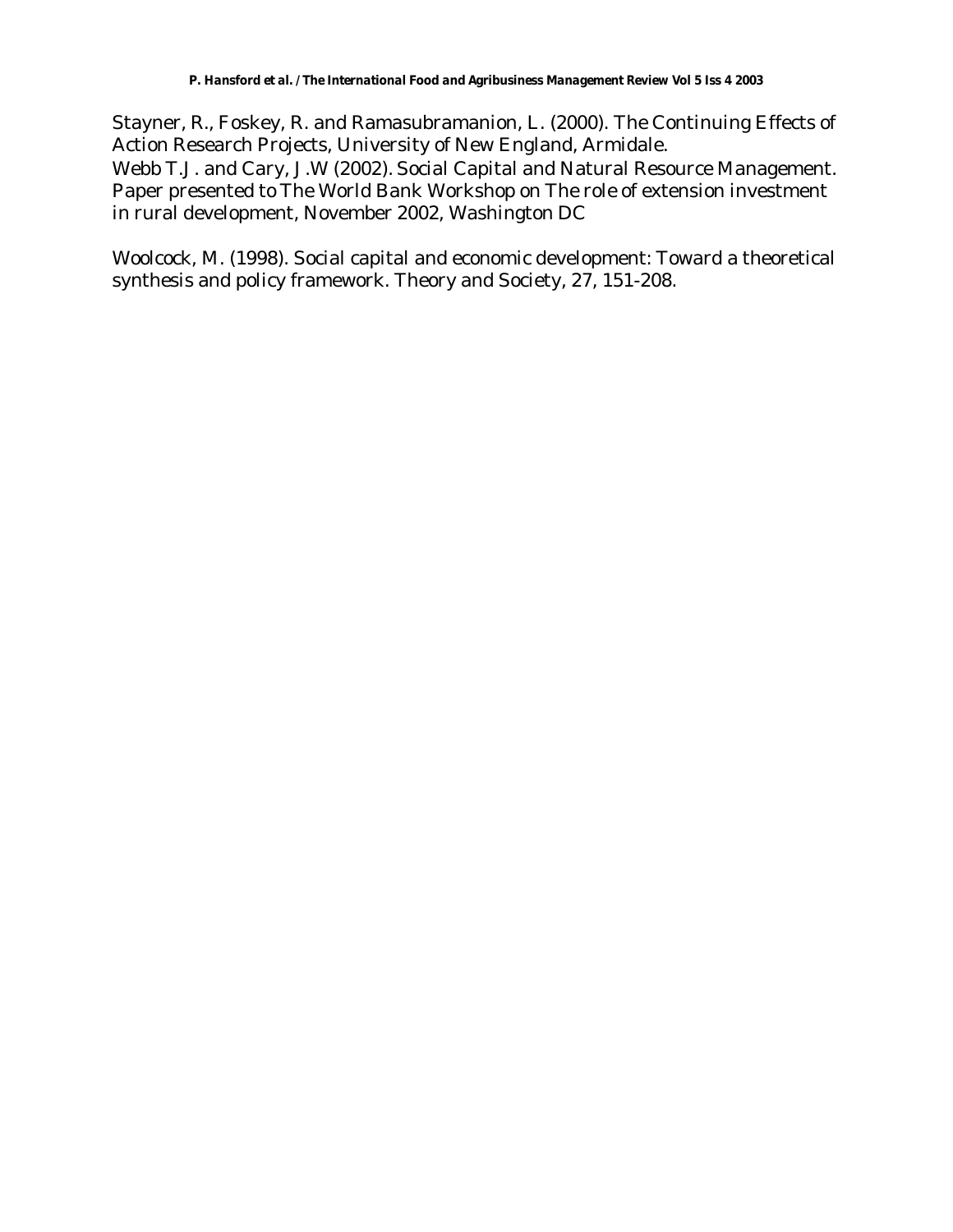Stayner, R., Foskey, R. and Ramasubramanion, L. (2000). The Continuing Effects of Action Research Projects, University of New England, Armidale.
Webb T.J. and Cary, J.W (2002). Social Capital and Natural Resource Management. Paper presented to The World Bank Workshop on The role of extension investment in rural development, November 2002, Washington DC

Woolcock, M. (1998). Social capital and economic development: Toward a theoretical synthesis and policy framework. Theory and Society, 27, 151-208.